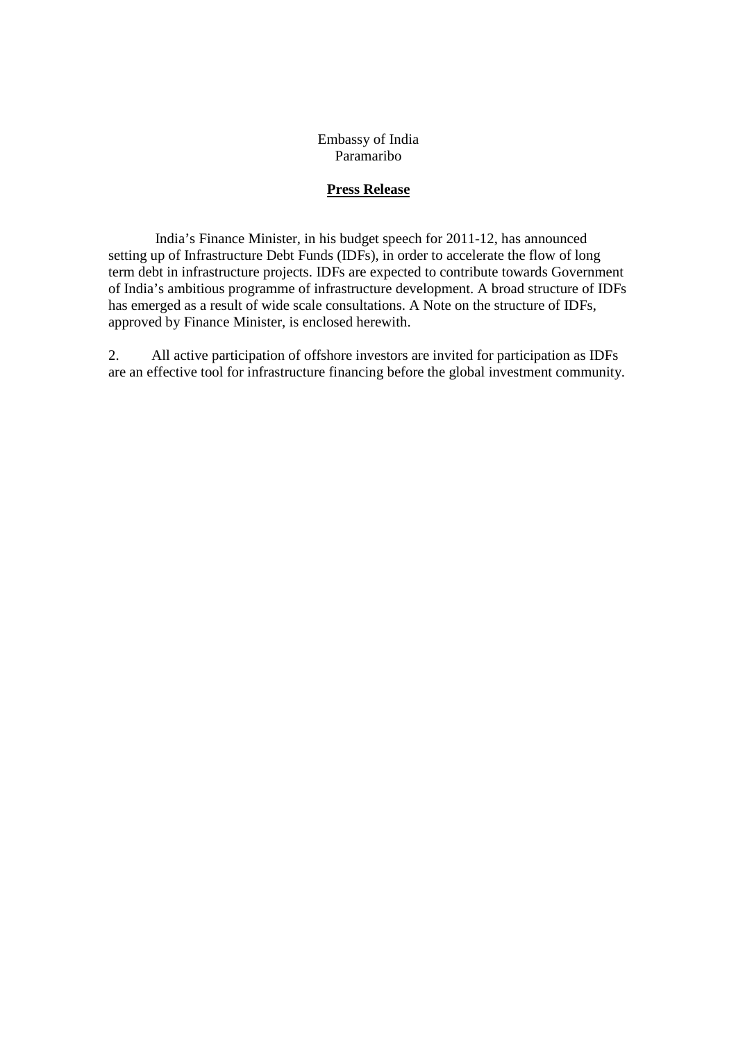Embassy of India
Paramaribo

**Press Release**

India's Finance Minister, in his budget speech for 2011-12, has announced setting up of Infrastructure Debt Funds (IDFs), in order to accelerate the flow of long term debt in infrastructure projects. IDFs are expected to contribute towards Government of India's ambitious programme of infrastructure development. A broad structure of IDFs has emerged as a result of wide scale consultations. A Note on the structure of IDFs, approved by Finance Minister, is enclosed herewith.

2. All active participation of offshore investors are invited for participation as IDFs are an effective tool for infrastructure financing before the global investment community.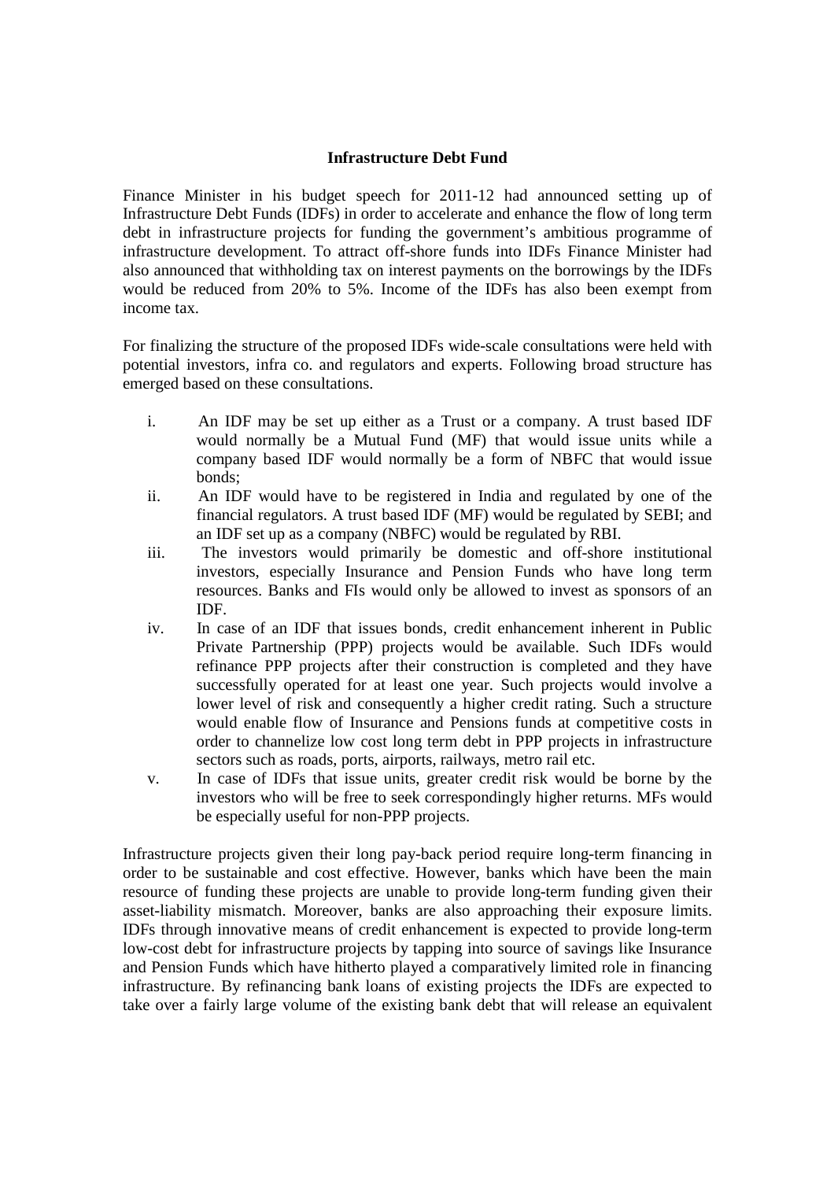**Infrastructure Debt Fund**

Finance Minister in his budget speech for 2011-12 had announced setting up of Infrastructure Debt Funds (IDFs) in order to accelerate and enhance the flow of long term debt in infrastructure projects for funding the government's ambitious programme of infrastructure development. To attract off-shore funds into IDFs Finance Minister had also announced that withholding tax on interest payments on the borrowings by the IDFs would be reduced from 20% to 5%. Income of the IDFs has also been exempt from income tax.

For finalizing the structure of the proposed IDFs wide-scale consultations were held with potential investors, infra co. and regulators and experts. Following broad structure has emerged based on these consultations.

i. An IDF may be set up either as a Trust or a company. A trust based IDF would normally be a Mutual Fund (MF) that would issue units while a company based IDF would normally be a form of NBFC that would issue bonds;

ii. An IDF would have to be registered in India and regulated by one of the financial regulators. A trust based IDF (MF) would be regulated by SEBI; and an IDF set up as a company (NBFC) would be regulated by RBI.

iii. The investors would primarily be domestic and off-shore institutional investors, especially Insurance and Pension Funds who have long term resources. Banks and FIs would only be allowed to invest as sponsors of an IDF.

iv. In case of an IDF that issues bonds, credit enhancement inherent in Public Private Partnership (PPP) projects would be available. Such IDFs would refinance PPP projects after their construction is completed and they have successfully operated for at least one year. Such projects would involve a lower level of risk and consequently a higher credit rating. Such a structure would enable flow of Insurance and Pensions funds at competitive costs in order to channelize low cost long term debt in PPP projects in infrastructure sectors such as roads, ports, airports, railways, metro rail etc.

v. In case of IDFs that issue units, greater credit risk would be borne by the investors who will be free to seek correspondingly higher returns. MFs would be especially useful for non-PPP projects.

Infrastructure projects given their long pay-back period require long-term financing in order to be sustainable and cost effective. However, banks which have been the main resource of funding these projects are unable to provide long-term funding given their asset-liability mismatch. Moreover, banks are also approaching their exposure limits. IDFs through innovative means of credit enhancement is expected to provide long-term low-cost debt for infrastructure projects by tapping into source of savings like Insurance and Pension Funds which have hitherto played a comparatively limited role in financing infrastructure. By refinancing bank loans of existing projects the IDFs are expected to take over a fairly large volume of the existing bank debt that will release an equivalent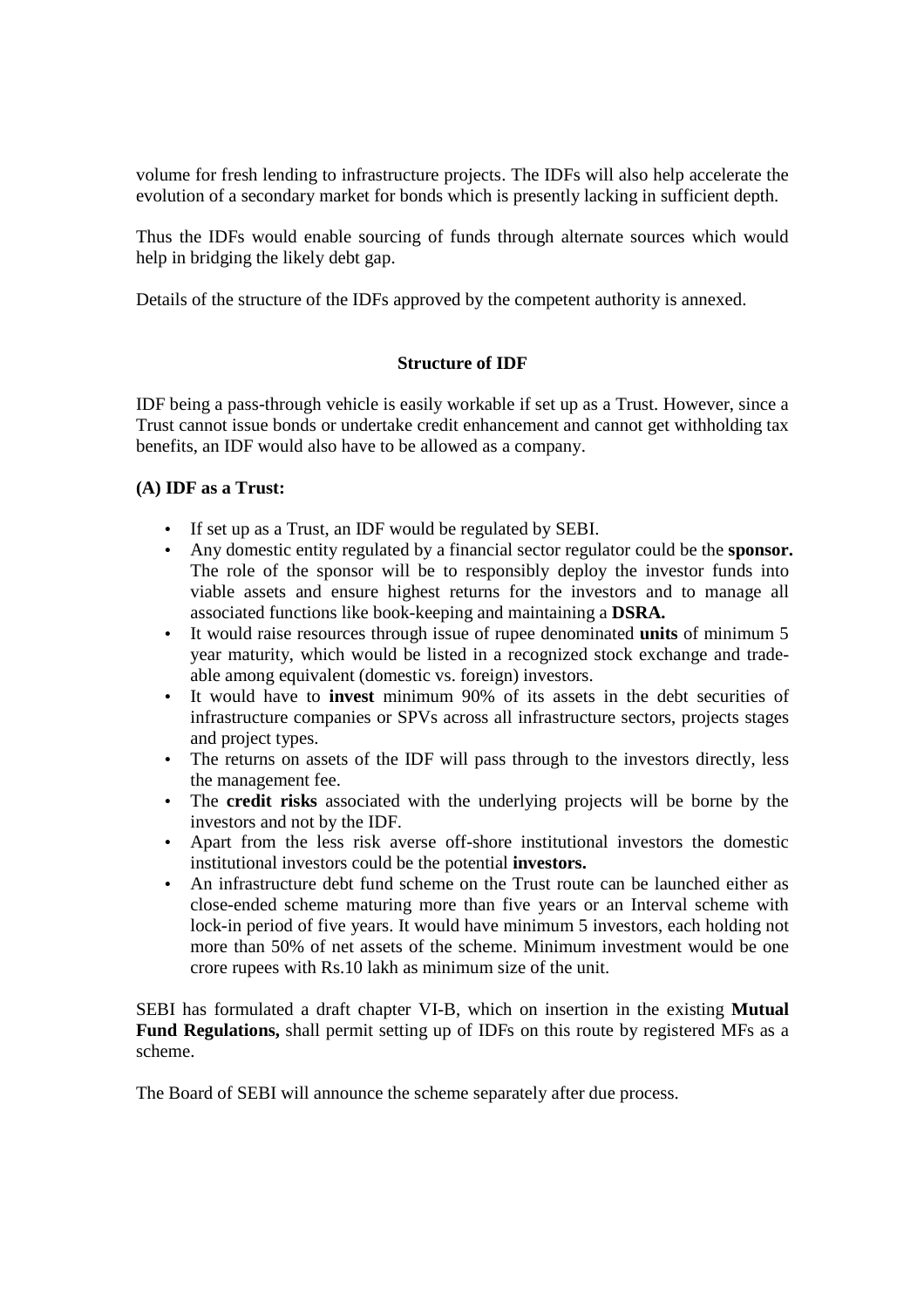volume for fresh lending to infrastructure projects. The IDFs will also help accelerate the evolution of a secondary market for bonds which is presently lacking in sufficient depth.

Thus the IDFs would enable sourcing of funds through alternate sources which would help in bridging the likely debt gap.

Details of the structure of the IDFs approved by the competent authority is annexed.

## Structure of IDF

IDF being a pass-through vehicle is easily workable if set up as a Trust. However, since a Trust cannot issue bonds or undertake credit enhancement and cannot get withholding tax benefits, an IDF would also have to be allowed as a company.

### (A) IDF as a Trust:

- If set up as a Trust, an IDF would be regulated by SEBI.
- Any domestic entity regulated by a financial sector regulator could be the **sponsor.** The role of the sponsor will be to responsibly deploy the investor funds into viable assets and ensure highest returns for the investors and to manage all associated functions like book-keeping and maintaining a **DSRA.**
- It would raise resources through issue of rupee denominated **units** of minimum 5 year maturity, which would be listed in a recognized stock exchange and trade-able among equivalent (domestic vs. foreign) investors.
- It would have to **invest** minimum 90% of its assets in the debt securities of infrastructure companies or SPVs across all infrastructure sectors, projects stages and project types.
- The returns on assets of the IDF will pass through to the investors directly, less the management fee.
- The **credit risks** associated with the underlying projects will be borne by the investors and not by the IDF.
- Apart from the less risk averse off-shore institutional investors the domestic institutional investors could be the potential **investors.**
- An infrastructure debt fund scheme on the Trust route can be launched either as close-ended scheme maturing more than five years or an Interval scheme with lock-in period of five years. It would have minimum 5 investors, each holding not more than 50% of net assets of the scheme. Minimum investment would be one crore rupees with Rs.10 lakh as minimum size of the unit.

SEBI has formulated a draft chapter VI-B, which on insertion in the existing **Mutual Fund Regulations,** shall permit setting up of IDFs on this route by registered MFs as a scheme.

The Board of SEBI will announce the scheme separately after due process.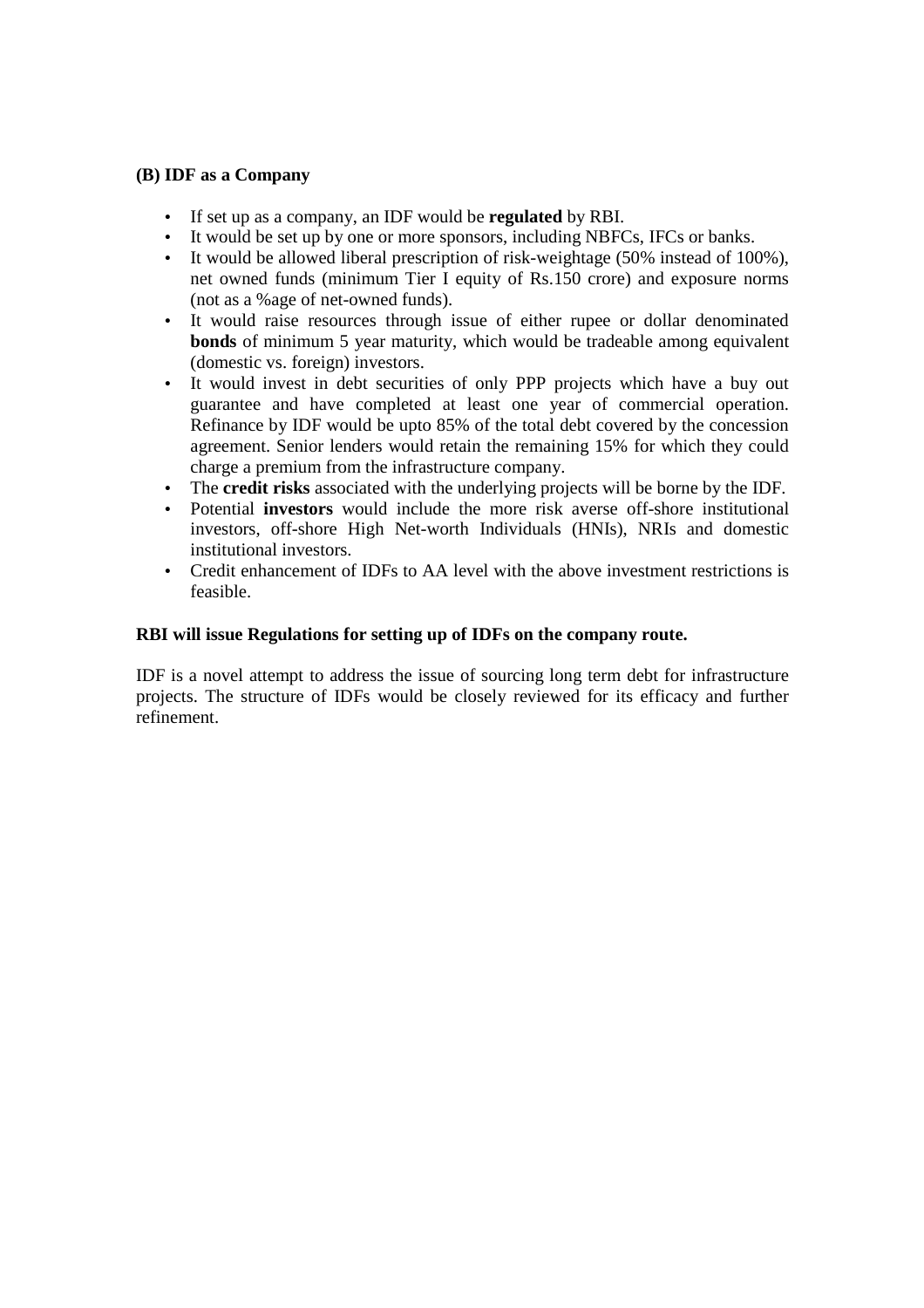**(B) IDF as a Company**

- If set up as a company, an IDF would be **regulated** by RBI.
- It would be set up by one or more sponsors, including NBFCs, IFCs or banks.
- It would be allowed liberal prescription of risk-weightage (50% instead of 100%), net owned funds (minimum Tier I equity of Rs.150 crore) and exposure norms (not as a %age of net-owned funds).
- It would raise resources through issue of either rupee or dollar denominated **bonds** of minimum 5 year maturity, which would be tradeable among equivalent (domestic vs. foreign) investors.
- It would invest in debt securities of only PPP projects which have a buy out guarantee and have completed at least one year of commercial operation. Refinance by IDF would be upto 85% of the total debt covered by the concession agreement. Senior lenders would retain the remaining 15% for which they could charge a premium from the infrastructure company.
- The **credit risks** associated with the underlying projects will be borne by the IDF.
- Potential **investors** would include the more risk averse off-shore institutional investors, off-shore High Net-worth Individuals (HNIs), NRIs and domestic institutional investors.
- Credit enhancement of IDFs to AA level with the above investment restrictions is feasible.

**RBI will issue Regulations for setting up of IDFs on the company route.**

IDF is a novel attempt to address the issue of sourcing long term debt for infrastructure projects. The structure of IDFs would be closely reviewed for its efficacy and further refinement.